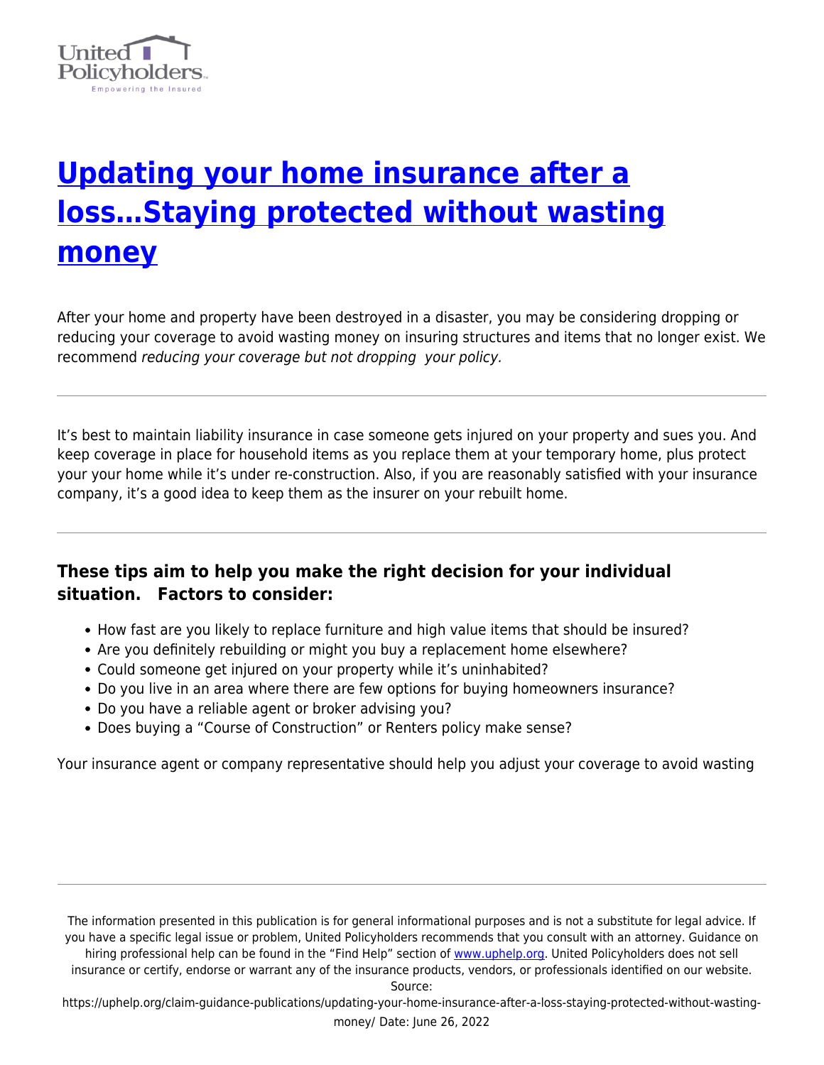# [Updating your home insurance after a loss…Staying protected without wasting money](https://uphelp.org/claim-guidance-publications/updating-your-home-insurance-after-a-loss-staying-protected-without-wasting-money/)

After your home and property have been destroyed in a disaster, you may be considering dropping or reducing your coverage to avoid wasting money on insuring structures and items that no longer exist. We recommend *reducing your coverage but not dropping  your policy.*

---

It's best to maintain liability insurance in case someone gets injured on your property and sues you. And keep coverage in place for household items as you replace them at your temporary home, plus protect your your home while it's under re-construction. Also, if you are reasonably satisfied with your insurance company, it's a good idea to keep them as the insurer on your rebuilt home.

---

### These tips aim to help you make the right decision for your individual situation.   Factors to consider:

- How fast are you likely to replace furniture and high value items that should be insured?
- Are you definitely rebuilding or might you buy a replacement home elsewhere?
- Could someone get injured on your property while it's uninhabited?
- Do you live in an area where there are few options for buying homeowners insurance?
- Do you have a reliable agent or broker advising you?
- Does buying a "Course of Construction" or Renters policy make sense?

Your insurance agent or company representative should help you adjust your coverage to avoid wasting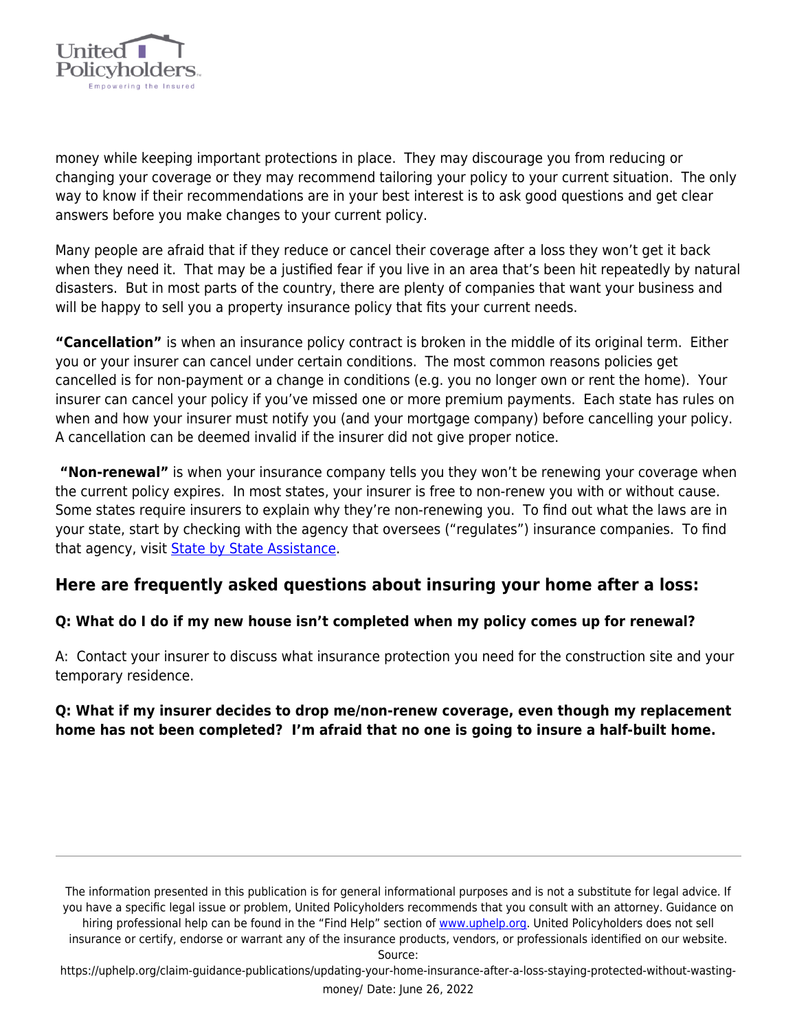money while keeping important protections in place. They may discourage you from reducing or changing your coverage or they may recommend tailoring your policy to your current situation. The only way to know if their recommendations are in your best interest is to ask good questions and get clear answers before you make changes to your current policy.

Many people are afraid that if they reduce or cancel their coverage after a loss they won't get it back when they need it. That may be a justified fear if you live in an area that's been hit repeatedly by natural disasters. But in most parts of the country, there are plenty of companies that want your business and will be happy to sell you a property insurance policy that fits your current needs.

**"Cancellation"** is when an insurance policy contract is broken in the middle of its original term. Either you or your insurer can cancel under certain conditions. The most common reasons policies get cancelled is for non-payment or a change in conditions (e.g. you no longer own or rent the home). Your insurer can cancel your policy if you've missed one or more premium payments. Each state has rules on when and how your insurer must notify you (and your mortgage company) before cancelling your policy. A cancellation can be deemed invalid if the insurer did not give proper notice.

**"Non-renewal"** is when your insurance company tells you they won't be renewing your coverage when the current policy expires. In most states, your insurer is free to non-renew you with or without cause. Some states require insurers to explain why they're non-renewing you. To find out what the laws are in your state, start by checking with the agency that oversees ("regulates") insurance companies. To find that agency, visit State by State Assistance.

## Here are frequently asked questions about insuring your home after a loss:

**Q: What do I do if my new house isn't completed when my policy comes up for renewal?**

A: Contact your insurer to discuss what insurance protection you need for the construction site and your temporary residence.

**Q: What if my insurer decides to drop me/non-renew coverage, even though my replacement home has not been completed? I'm afraid that no one is going to insure a half-built home.**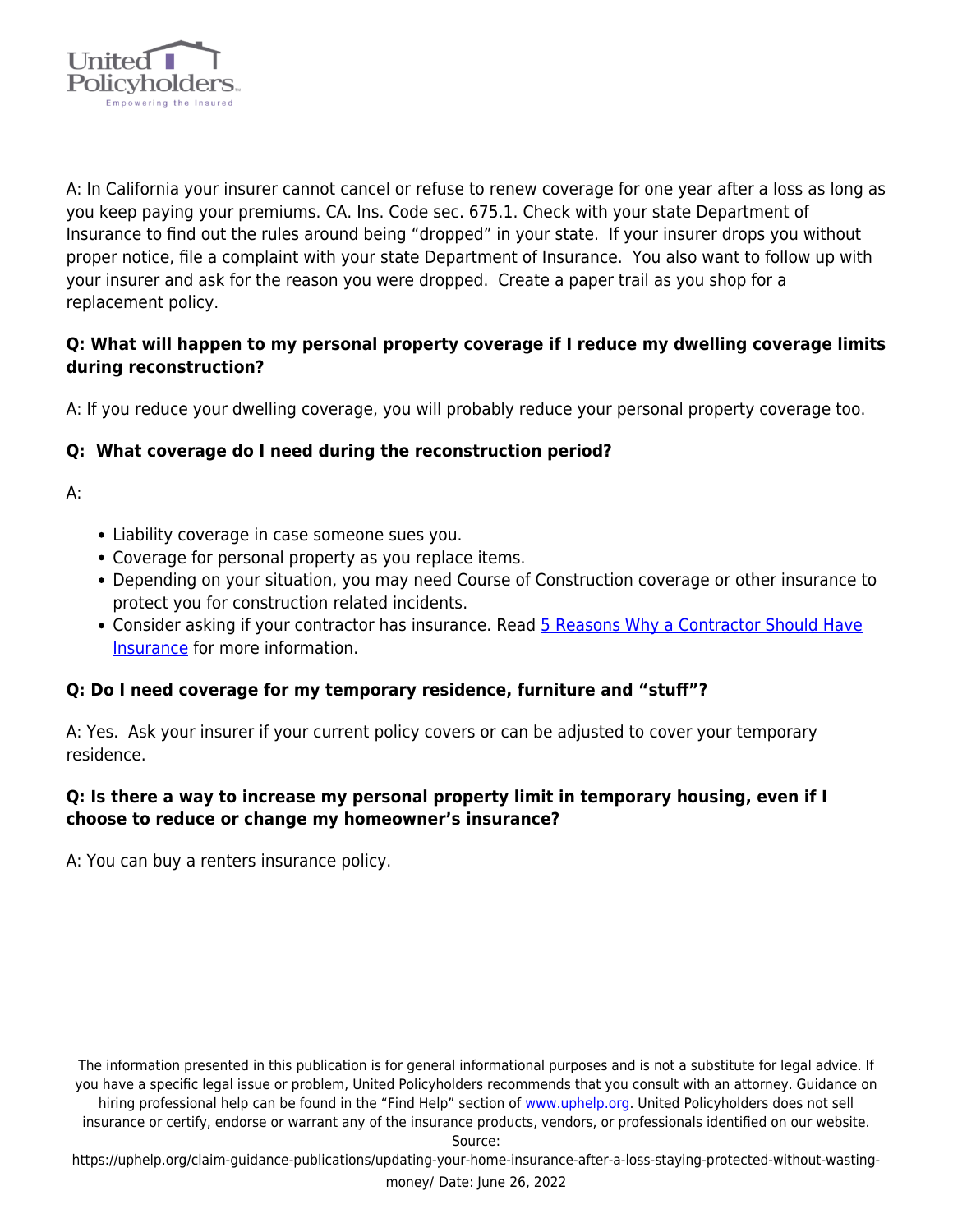A: In California your insurer cannot cancel or refuse to renew coverage for one year after a loss as long as you keep paying your premiums. CA. Ins. Code sec. 675.1. Check with your state Department of Insurance to find out the rules around being "dropped" in your state. If your insurer drops you without proper notice, file a complaint with your state Department of Insurance. You also want to follow up with your insurer and ask for the reason you were dropped. Create a paper trail as you shop for a replacement policy.

**Q: What will happen to my personal property coverage if I reduce my dwelling coverage limits during reconstruction?**

A: If you reduce your dwelling coverage, you will probably reduce your personal property coverage too.

**Q: What coverage do I need during the reconstruction period?**

A:

- Liability coverage in case someone sues you.
- Coverage for personal property as you replace items.
- Depending on your situation, you may need Course of Construction coverage or other insurance to protect you for construction related incidents.
- Consider asking if your contractor has insurance. Read [5 Reasons Why a Contractor Should Have Insurance] for more information.

**Q: Do I need coverage for my temporary residence, furniture and "stuff"?**

A: Yes. Ask your insurer if your current policy covers or can be adjusted to cover your temporary residence.

**Q: Is there a way to increase my personal property limit in temporary housing, even if I choose to reduce or change my homeowner's insurance?**

A: You can buy a renters insurance policy.

---

The information presented in this publication is for general informational purposes and is not a substitute for legal advice. If you have a specific legal issue or problem, United Policyholders recommends that you consult with an attorney. Guidance on hiring professional help can be found in the "Find Help" section of www.uphelp.org. United Policyholders does not sell insurance or certify, endorse or warrant any of the insurance products, vendors, or professionals identified on our website.

Source: https://uphelp.org/claim-guidance-publications/updating-your-home-insurance-after-a-loss-staying-protected-without-wasting-money/ Date: June 26, 2022